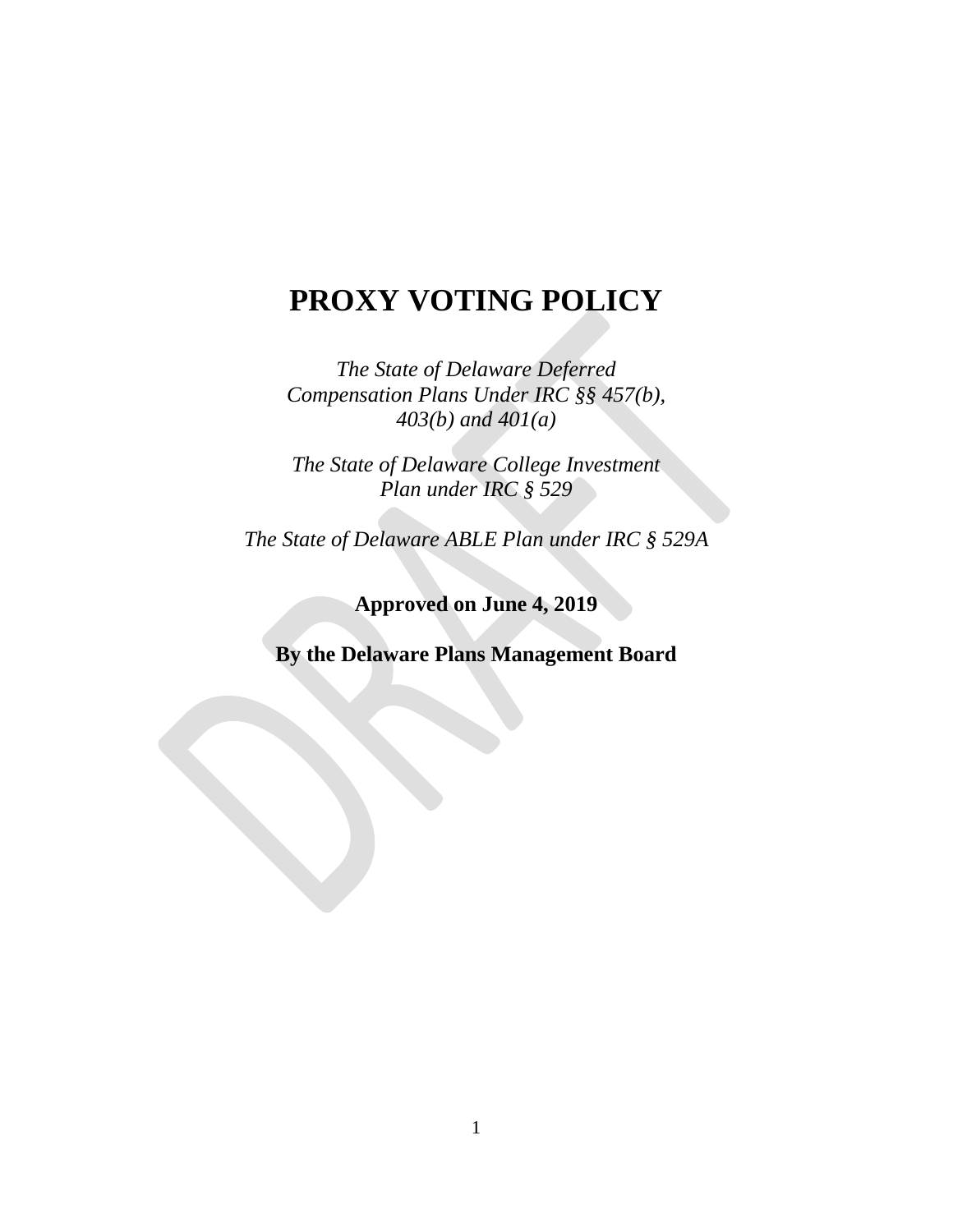# PROXY VOTING POLICY

*The State of Delaware Deferred Compensation Plans Under IRC §§ 457(b), 403(b) and 401(a)*

*The State of Delaware College Investment Plan under IRC § 529*

*The State of Delaware ABLE Plan under IRC § 529A*

**Approved on June 4, 2019**

**By the Delaware Plans Management Board**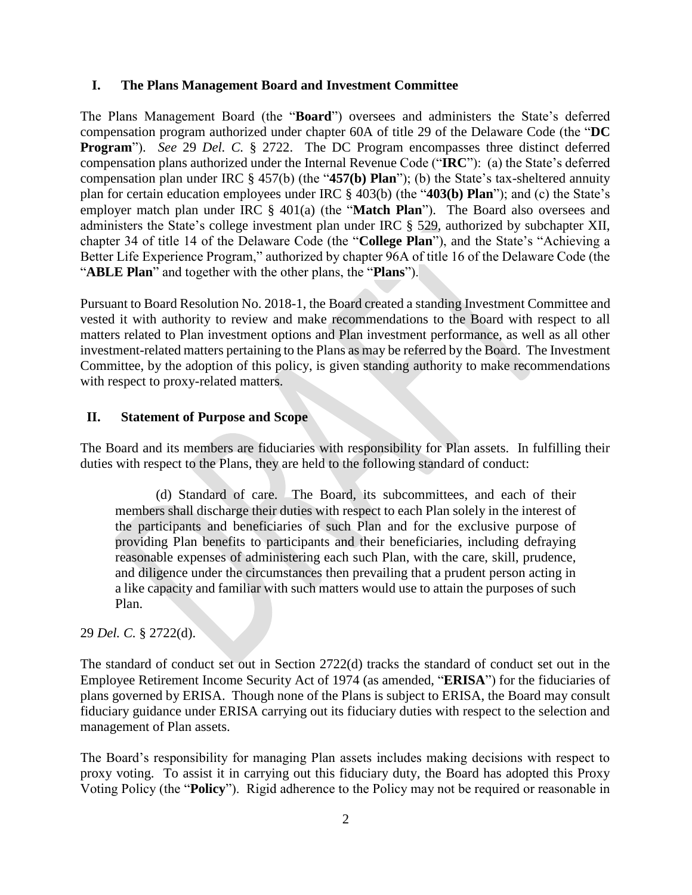## I. The Plans Management Board and Investment Committee

The Plans Management Board (the "**Board**") oversees and administers the State's deferred compensation program authorized under chapter 60A of title 29 of the Delaware Code (the "**DC Program**"). *See* 29 *Del. C.* § 2722. The DC Program encompasses three distinct deferred compensation plans authorized under the Internal Revenue Code ("**IRC**"): (a) the State's deferred compensation plan under IRC § 457(b) (the "**457(b) Plan**"); (b) the State's tax-sheltered annuity plan for certain education employees under IRC § 403(b) (the "**403(b) Plan**"); and (c) the State's employer match plan under IRC § 401(a) (the "**Match Plan**"). The Board also oversees and administers the State's college investment plan under IRC § 529, authorized by subchapter XII, chapter 34 of title 14 of the Delaware Code (the "**College Plan**"), and the State's "Achieving a Better Life Experience Program," authorized by chapter 96A of title 16 of the Delaware Code (the "**ABLE Plan**" and together with the other plans, the "**Plans**").

Pursuant to Board Resolution No. 2018-1, the Board created a standing Investment Committee and vested it with authority to review and make recommendations to the Board with respect to all matters related to Plan investment options and Plan investment performance, as well as all other investment-related matters pertaining to the Plans as may be referred by the Board. The Investment Committee, by the adoption of this policy, is given standing authority to make recommendations with respect to proxy-related matters.

## II. Statement of Purpose and Scope

The Board and its members are fiduciaries with responsibility for Plan assets. In fulfilling their duties with respect to the Plans, they are held to the following standard of conduct:

> (d) Standard of care. The Board, its subcommittees, and each of their members shall discharge their duties with respect to each Plan solely in the interest of the participants and beneficiaries of such Plan and for the exclusive purpose of providing Plan benefits to participants and their beneficiaries, including defraying reasonable expenses of administering each such Plan, with the care, skill, prudence, and diligence under the circumstances then prevailing that a prudent person acting in a like capacity and familiar with such matters would use to attain the purposes of such Plan.

29 *Del. C.* § 2722(d).

The standard of conduct set out in Section 2722(d) tracks the standard of conduct set out in the Employee Retirement Income Security Act of 1974 (as amended, "**ERISA**") for the fiduciaries of plans governed by ERISA. Though none of the Plans is subject to ERISA, the Board may consult fiduciary guidance under ERISA carrying out its fiduciary duties with respect to the selection and management of Plan assets.

The Board's responsibility for managing Plan assets includes making decisions with respect to proxy voting. To assist it in carrying out this fiduciary duty, the Board has adopted this Proxy Voting Policy (the "**Policy**"). Rigid adherence to the Policy may not be required or reasonable in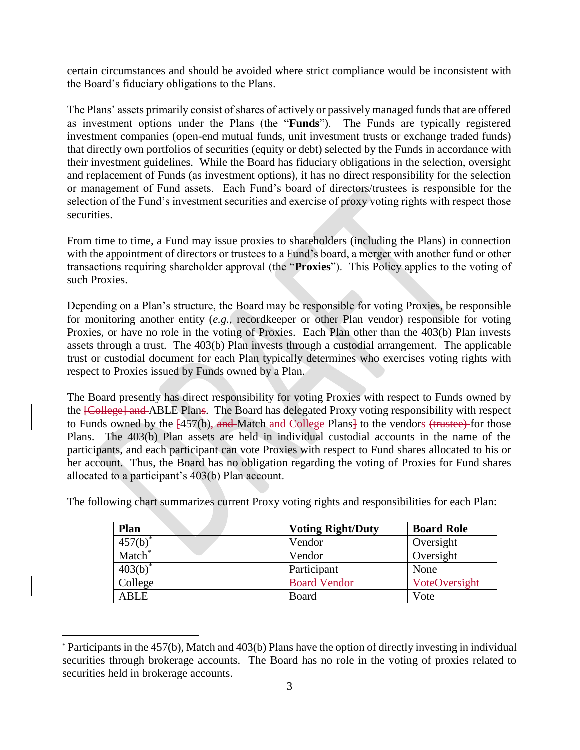certain circumstances and should be avoided where strict compliance would be inconsistent with the Board's fiduciary obligations to the Plans.

The Plans' assets primarily consist of shares of actively or passively managed funds that are offered as investment options under the Plans (the "**Funds**"). The Funds are typically registered investment companies (open-end mutual funds, unit investment trusts or exchange traded funds) that directly own portfolios of securities (equity or debt) selected by the Funds in accordance with their investment guidelines. While the Board has fiduciary obligations in the selection, oversight and replacement of Funds (as investment options), it has no direct responsibility for the selection or management of Fund assets. Each Fund's board of directors/trustees is responsible for the selection of the Fund's investment securities and exercise of proxy voting rights with respect those securities.

From time to time, a Fund may issue proxies to shareholders (including the Plans) in connection with the appointment of directors or trustees to a Fund's board, a merger with another fund or other transactions requiring shareholder approval (the "**Proxies**"). This Policy applies to the voting of such Proxies.

Depending on a Plan's structure, the Board may be responsible for voting Proxies, be responsible for monitoring another entity (*e.g.*, recordkeeper or other Plan vendor) responsible for voting Proxies, or have no role in the voting of Proxies. Each Plan other than the 403(b) Plan invests assets through a trust. The 403(b) Plan invests through a custodial arrangement. The applicable trust or custodial document for each Plan typically determines who exercises voting rights with respect to Proxies issued by Funds owned by a Plan.

The Board presently has direct responsibility for voting Proxies with respect to Funds owned by the ~~[College] and~~ ABLE Plan~~s~~. The Board has delegated Proxy voting responsibility with respect to Funds owned by the ~~[~~457(b), ~~and~~ Match and College Plans~~]~~ to the vendors ~~(trustee)~~ for those Plans. The 403(b) Plan assets are held in individual custodial accounts in the name of the participants, and each participant can vote Proxies with respect to Fund shares allocated to his or her account. Thus, the Board has no obligation regarding the voting of Proxies for Fund shares allocated to a participant's 403(b) Plan account.

The following chart summarizes current Proxy voting rights and responsibilities for each Plan:

| Plan | | Voting Right/Duty | Board Role |
|---|---|---|---|
| 457(b)* | | Vendor | Oversight |
| Match* | | Vendor | Oversight |
| 403(b)* | | Participant | None |
| College | | ~~Board~~ Vendor | ~~Vote~~Oversight |
| ABLE | | Board | Vote |

\* Participants in the 457(b), Match and 403(b) Plans have the option of directly investing in individual securities through brokerage accounts. The Board has no role in the voting of proxies related to securities held in brokerage accounts.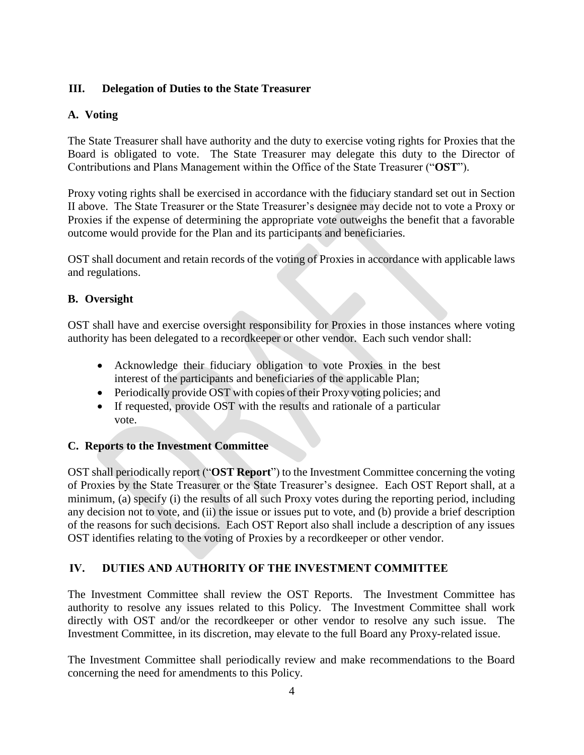## III. Delegation of Duties to the State Treasurer

### A. Voting

The State Treasurer shall have authority and the duty to exercise voting rights for Proxies that the Board is obligated to vote. The State Treasurer may delegate this duty to the Director of Contributions and Plans Management within the Office of the State Treasurer ("**OST**").

Proxy voting rights shall be exercised in accordance with the fiduciary standard set out in Section II above. The State Treasurer or the State Treasurer's designee may decide not to vote a Proxy or Proxies if the expense of determining the appropriate vote outweighs the benefit that a favorable outcome would provide for the Plan and its participants and beneficiaries.

OST shall document and retain records of the voting of Proxies in accordance with applicable laws and regulations.

### B. Oversight

OST shall have and exercise oversight responsibility for Proxies in those instances where voting authority has been delegated to a recordkeeper or other vendor. Each such vendor shall:

- Acknowledge their fiduciary obligation to vote Proxies in the best interest of the participants and beneficiaries of the applicable Plan;
- Periodically provide OST with copies of their Proxy voting policies; and
- If requested, provide OST with the results and rationale of a particular vote.

### C. Reports to the Investment Committee

OST shall periodically report ("**OST Report**") to the Investment Committee concerning the voting of Proxies by the State Treasurer or the State Treasurer's designee. Each OST Report shall, at a minimum, (a) specify (i) the results of all such Proxy votes during the reporting period, including any decision not to vote, and (ii) the issue or issues put to vote, and (b) provide a brief description of the reasons for such decisions. Each OST Report also shall include a description of any issues OST identifies relating to the voting of Proxies by a recordkeeper or other vendor.

## IV. DUTIES AND AUTHORITY OF THE INVESTMENT COMMITTEE

The Investment Committee shall review the OST Reports. The Investment Committee has authority to resolve any issues related to this Policy. The Investment Committee shall work directly with OST and/or the recordkeeper or other vendor to resolve any such issue. The Investment Committee, in its discretion, may elevate to the full Board any Proxy-related issue.

The Investment Committee shall periodically review and make recommendations to the Board concerning the need for amendments to this Policy.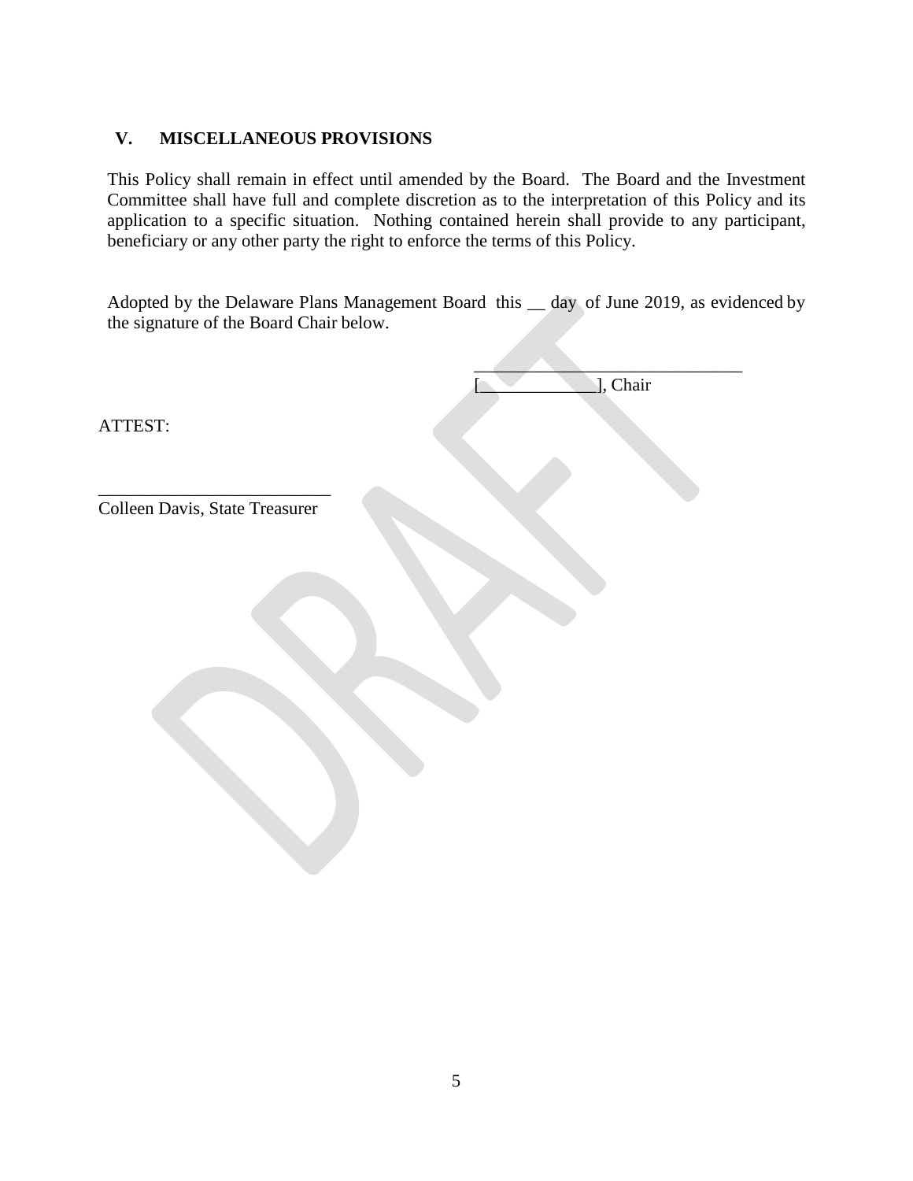## V. MISCELLANEOUS PROVISIONS

This Policy shall remain in effect until amended by the Board. The Board and the Investment Committee shall have full and complete discretion as to the interpretation of this Policy and its application to a specific situation. Nothing contained herein shall provide to any participant, beneficiary or any other party the right to enforce the terms of this Policy.

Adopted by the Delaware Plans Management Board this __ day of June 2019, as evidenced by the signature of the Board Chair below.

______________________________
[_____________], Chair

ATTEST:

__________________________
Colleen Davis, State Treasurer